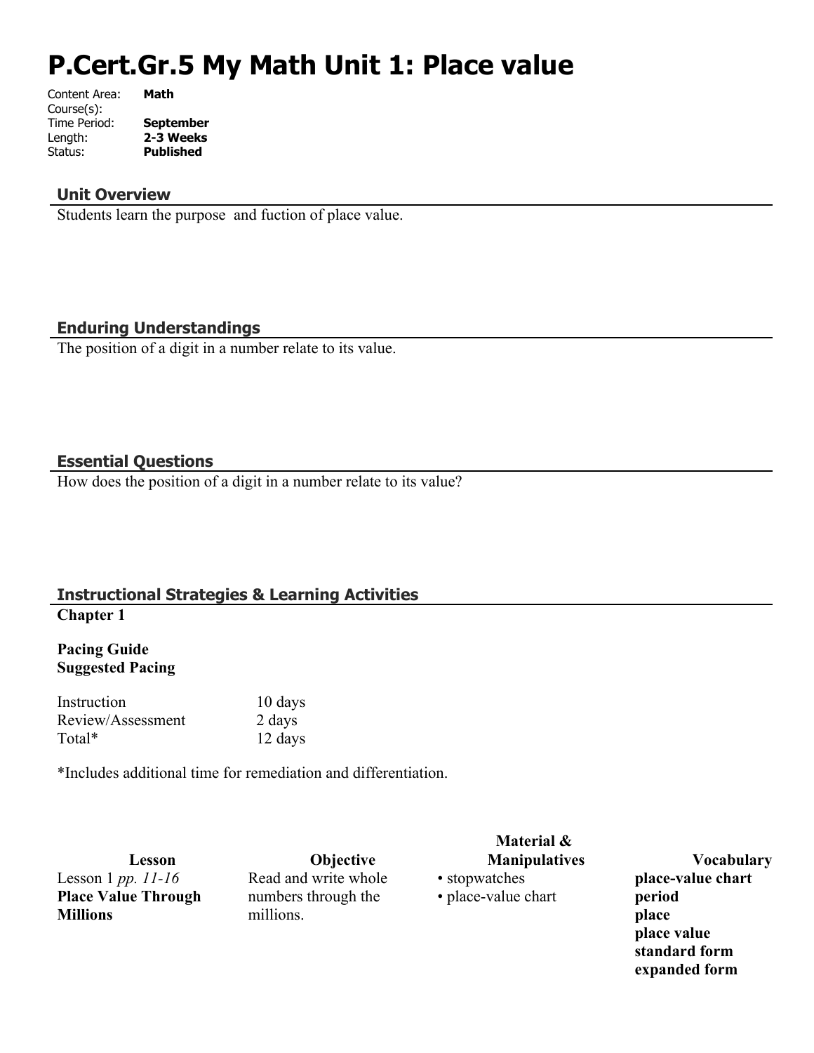# P.Cert.Gr.5 My Math Unit 1: Place value

Content Area: **Math**
Course(s):
Time Period: **September**
Length: **2-3 Weeks**
Status: **Published**

## Unit Overview

Students learn the purpose  and fuction of place value.

## Enduring Understandings

The position of a digit in a number relate to its value.

## Essential Questions

How does the position of a digit in a number relate to its value?

## Instructional Strategies & Learning Activities

**Chapter 1**

**Pacing Guide**
**Suggested Pacing**

| | |
|---|---|
| Instruction | 10 days |
| Review/Assessment | 2 days |
| Total* | 12 days |

*Includes additional time for remediation and differentiation.

| Lesson | Objective | Material & Manipulatives | Vocabulary |
|---|---|---|---|
| Lesson 1 *pp. 11-16* **Place Value Through Millions** | Read and write whole numbers through the millions. | • stopwatches<br>• place-value chart | **place-value chart**<br>**period**<br>**place**<br>**place value**<br>**standard form**<br>**expanded form** |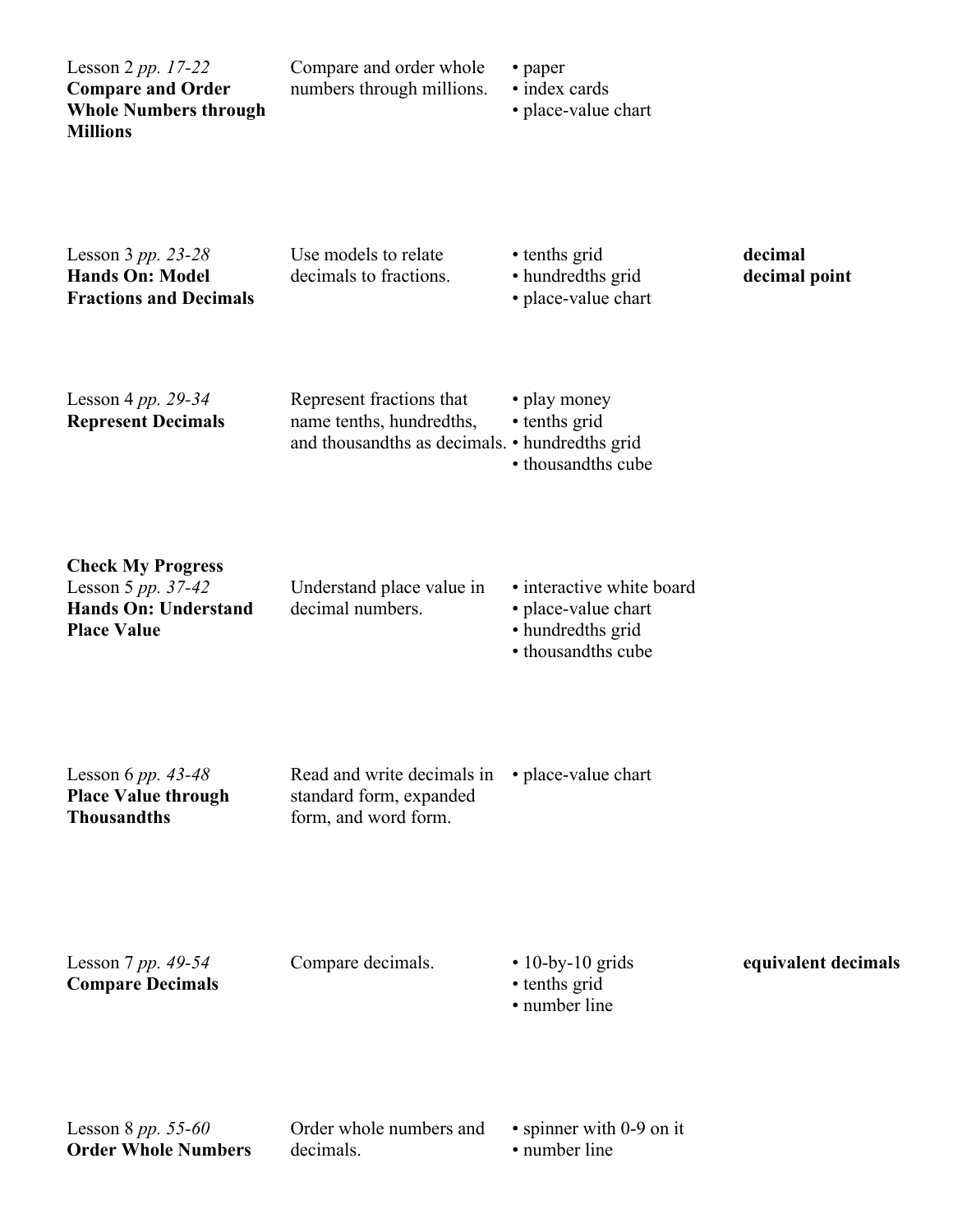| | | | |
|---|---|---|---|
| Lesson 2 *pp. 17-22*<br>**Compare and Order Whole Numbers through Millions** | Compare and order whole numbers through millions. | • paper<br>• index cards<br>• place-value chart | |
| Lesson 3 *pp. 23-28*<br>**Hands On: Model Fractions and Decimals** | Use models to relate decimals to fractions. | • tenths grid<br>• hundredths grid<br>• place-value chart | **decimal**<br>**decimal point** |
| Lesson 4 *pp. 29-34*<br>**Represent Decimals** | Represent fractions that name tenths, hundredths, and thousandths as decimals. | • play money<br>• tenths grid<br>• hundredths grid<br>• thousandths cube | |
| **Check My Progress**<br>Lesson 5 *pp. 37-42*<br>**Hands On: Understand Place Value** | Understand place value in decimal numbers. | • interactive white board<br>• place-value chart<br>• hundredths grid<br>• thousandths cube | |
| Lesson 6 *pp. 43-48*<br>**Place Value through Thousandths** | Read and write decimals in standard form, expanded form, and word form. | • place-value chart | |
| Lesson 7 *pp. 49-54*<br>**Compare Decimals** | Compare decimals. | • 10-by-10 grids<br>• tenths grid<br>• number line | **equivalent decimals** |
| Lesson 8 *pp. 55-60*<br>**Order Whole Numbers** | Order whole numbers and decimals. | • spinner with 0-9 on it<br>• number line | |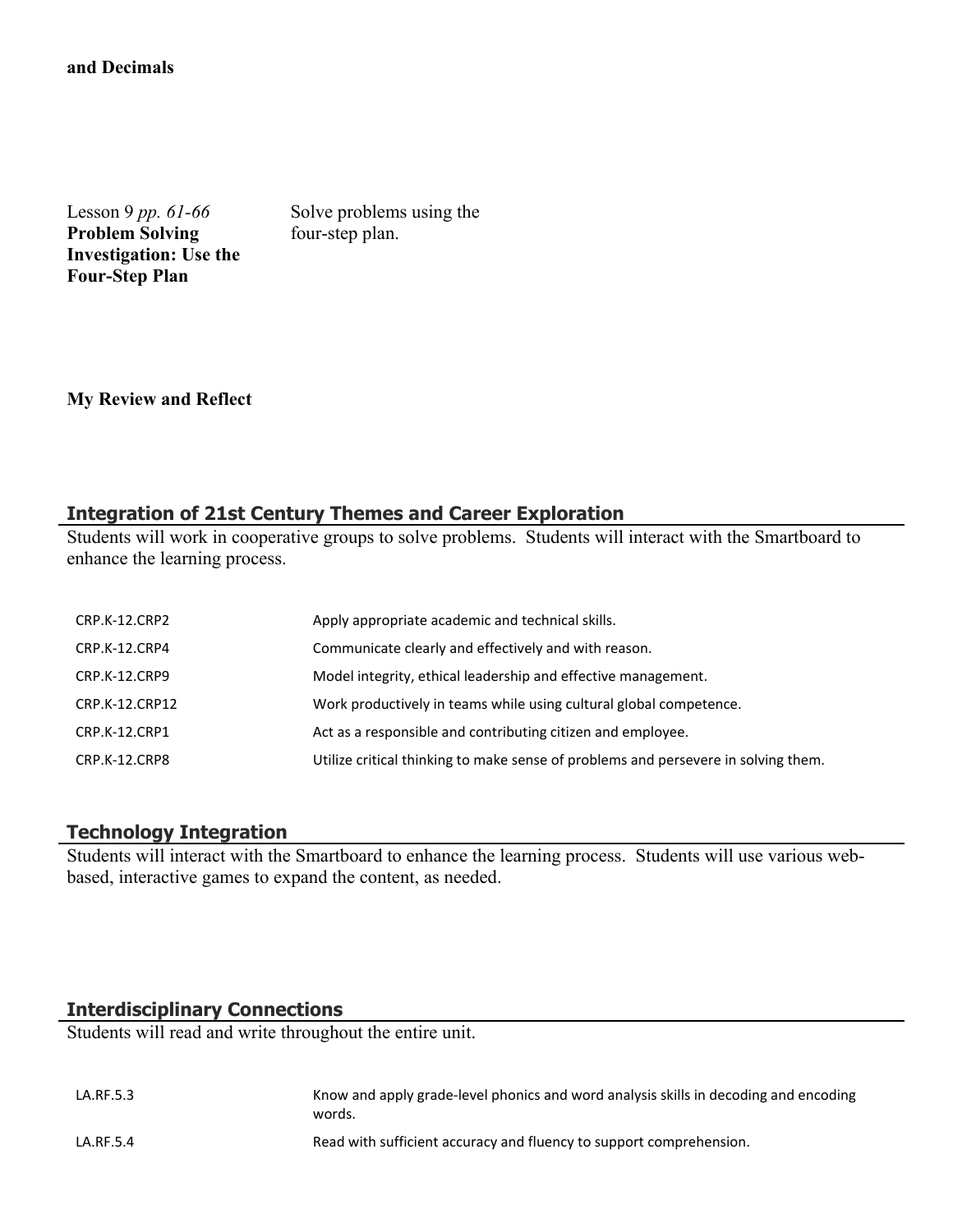**and Decimals**

| | |
|---|---|
| Lesson 9 *pp. 61-66* **Problem Solving Investigation: Use the Four-Step Plan** | Solve problems using the four-step plan. |

**My Review and Reflect**

## Integration of 21st Century Themes and Career Exploration

Students will work in cooperative groups to solve problems. Students will interact with the Smartboard to enhance the learning process.

| | |
|---|---|
| CRP.K-12.CRP2 | Apply appropriate academic and technical skills. |
| CRP.K-12.CRP4 | Communicate clearly and effectively and with reason. |
| CRP.K-12.CRP9 | Model integrity, ethical leadership and effective management. |
| CRP.K-12.CRP12 | Work productively in teams while using cultural global competence. |
| CRP.K-12.CRP1 | Act as a responsible and contributing citizen and employee. |
| CRP.K-12.CRP8 | Utilize critical thinking to make sense of problems and persevere in solving them. |

## Technology Integration

Students will interact with the Smartboard to enhance the learning process. Students will use various web-based, interactive games to expand the content, as needed.

## Interdisciplinary Connections

Students will read and write throughout the entire unit.

| | |
|---|---|
| LA.RF.5.3 | Know and apply grade-level phonics and word analysis skills in decoding and encoding words. |
| LA.RF.5.4 | Read with sufficient accuracy and fluency to support comprehension. |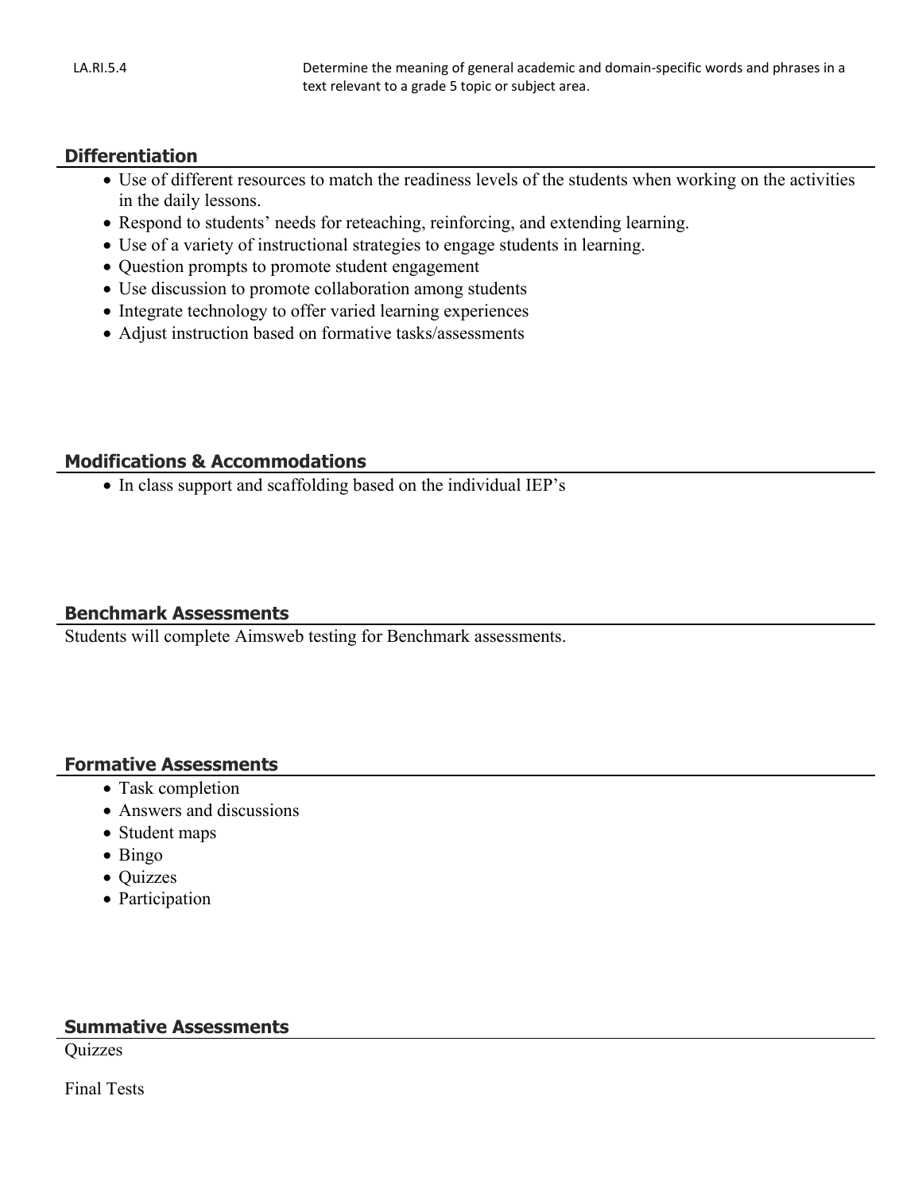| LA.RI.5.4 | Determine the meaning of general academic and domain-specific words and phrases in a text relevant to a grade 5 topic or subject area. |
| --- | --- |

## Differentiation

- Use of different resources to match the readiness levels of the students when working on the activities in the daily lessons.
- Respond to students' needs for reteaching, reinforcing, and extending learning.
- Use of a variety of instructional strategies to engage students in learning.
- Question prompts to promote student engagement
- Use discussion to promote collaboration among students
- Integrate technology to offer varied learning experiences
- Adjust instruction based on formative tasks/assessments

## Modifications & Accommodations

- In class support and scaffolding based on the individual IEP's

## Benchmark Assessments

Students will complete Aimsweb testing for Benchmark assessments.

## Formative Assessments

- Task completion
- Answers and discussions
- Student maps
- Bingo
- Quizzes
- Participation

## Summative Assessments

Quizzes

Final Tests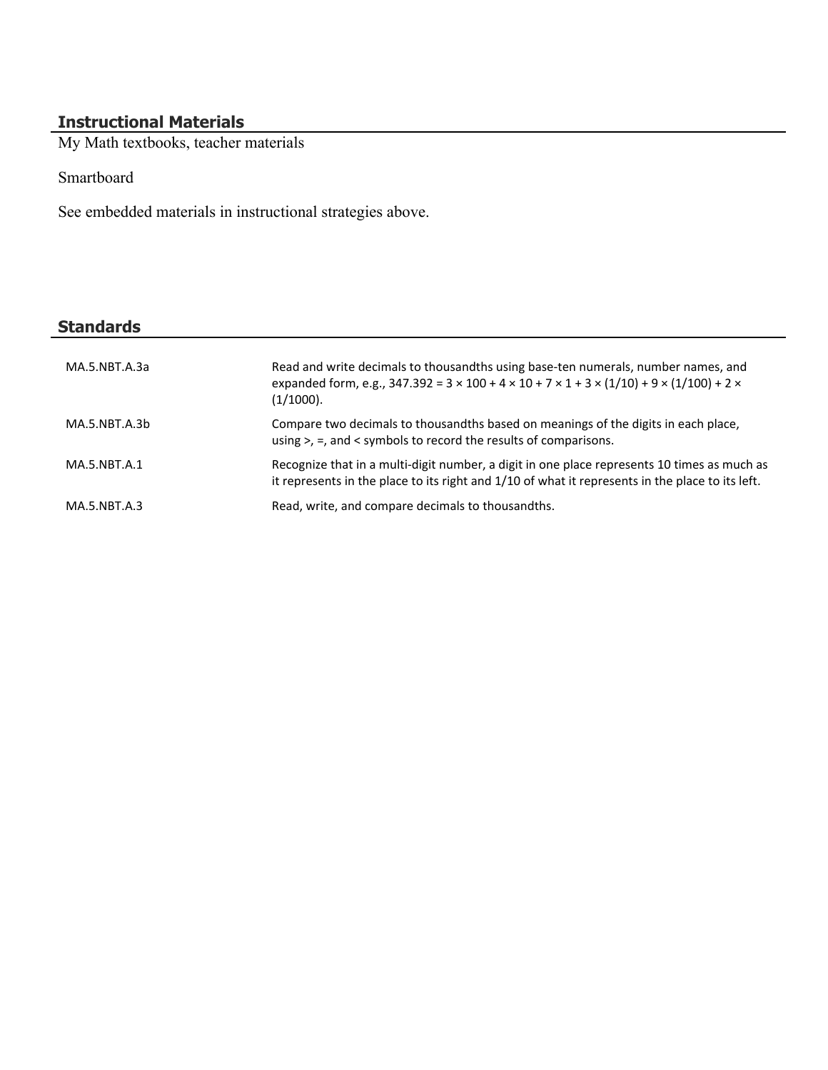## Instructional Materials

My Math textbooks, teacher materials

Smartboard

See embedded materials in instructional strategies above.

## Standards

| | |
|---|---|
| MA.5.NBT.A.3a | Read and write decimals to thousandths using base-ten numerals, number names, and expanded form, e.g., $347.392 = 3 \times 100 + 4 \times 10 + 7 \times 1 + 3 \times (1/10) + 9 \times (1/100) + 2 \times (1/1000)$. |
| MA.5.NBT.A.3b | Compare two decimals to thousandths based on meanings of the digits in each place, using >, =, and < symbols to record the results of comparisons. |
| MA.5.NBT.A.1 | Recognize that in a multi-digit number, a digit in one place represents 10 times as much as it represents in the place to its right and 1/10 of what it represents in the place to its left. |
| MA.5.NBT.A.3 | Read, write, and compare decimals to thousandths. |